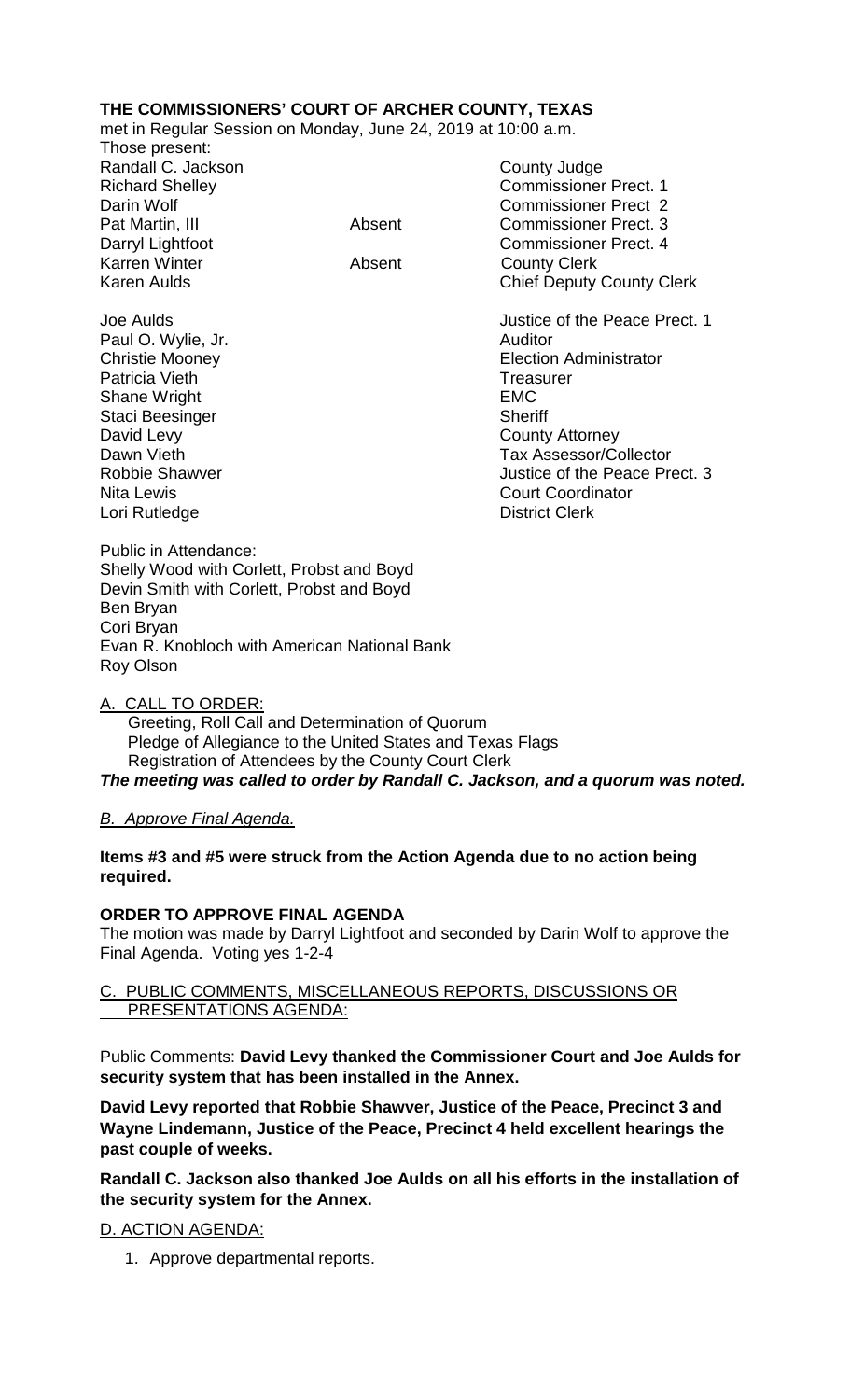**THE COMMISSIONERS' COURT OF ARCHER COUNTY, TEXAS**

met in Regular Session on Monday, June 24, 2019 at 10:00 a.m.

Those present:

| | | |
|---|---|---|
| Randall C. Jackson | | County Judge |
| Richard Shelley | | Commissioner Prect. 1 |
| Darin Wolf | | Commissioner Prect 2 |
| Pat Martin, III | Absent | Commissioner Prect. 3 |
| Darryl Lightfoot | | Commissioner Prect. 4 |
| Karren Winter | Absent | County Clerk |
| Karen Aulds | | Chief Deputy County Clerk |
| Joe Aulds | | Justice of the Peace Prect. 1 |
| Paul O. Wylie, Jr. | | Auditor |
| Christie Mooney | | Election Administrator |
| Patricia Vieth | | Treasurer |
| Shane Wright | | EMC |
| Staci Beesinger | | Sheriff |
| David Levy | | County Attorney |
| Dawn Vieth | | Tax Assessor/Collector |
| Robbie Shawver | | Justice of the Peace Prect. 3 |
| Nita Lewis | | Court Coordinator |
| Lori Rutledge | | District Clerk |

Public in Attendance:
Shelly Wood with Corlett, Probst and Boyd
Devin Smith with Corlett, Probst and Boyd
Ben Bryan
Cori Bryan
Evan R. Knobloch with American National Bank
Roy Olson

A. CALL TO ORDER:

Greeting, Roll Call and Determination of Quorum
Pledge of Allegiance to the United States and Texas Flags
Registration of Attendees by the County Court Clerk

***The meeting was called to order by Randall C. Jackson, and a quorum was noted.***

*B. Approve Final Agenda.*

**Items #3 and #5 were struck from the Action Agenda due to no action being required.**

**ORDER TO APPROVE FINAL AGENDA**

The motion was made by Darryl Lightfoot and seconded by Darin Wolf to approve the Final Agenda. Voting yes 1-2-4

C. PUBLIC COMMENTS, MISCELLANEOUS REPORTS, DISCUSSIONS OR PRESENTATIONS AGENDA:

Public Comments: **David Levy thanked the Commissioner Court and Joe Aulds for security system that has been installed in the Annex.**

**David Levy reported that Robbie Shawver, Justice of the Peace, Precinct 3 and Wayne Lindemann, Justice of the Peace, Precinct 4 held excellent hearings the past couple of weeks.**

**Randall C. Jackson also thanked Joe Aulds on all his efforts in the installation of the security system for the Annex.**

D. ACTION AGENDA:

1. Approve departmental reports.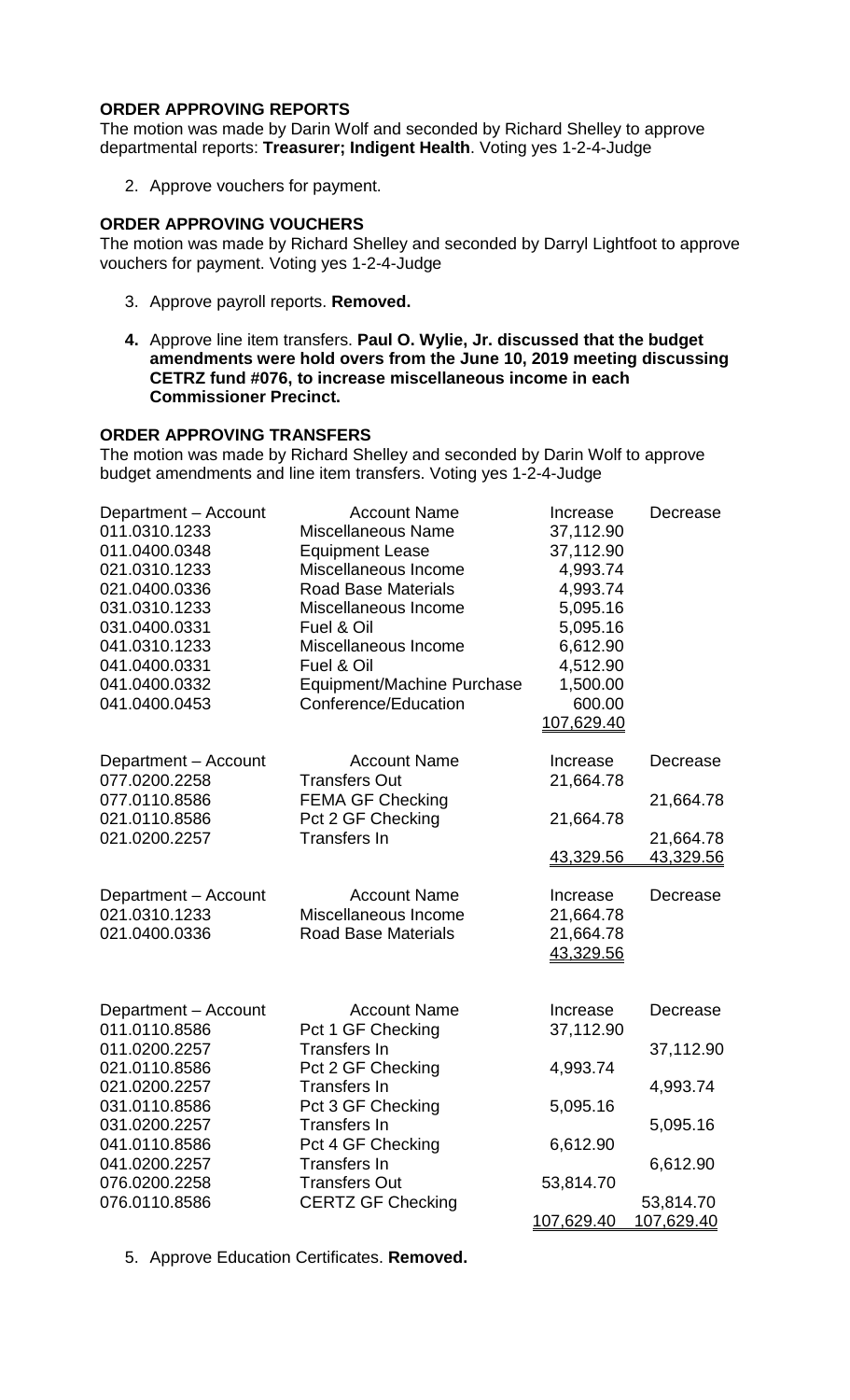**ORDER APPROVING REPORTS**

The motion was made by Darin Wolf and seconded by Richard Shelley to approve departmental reports: **Treasurer; Indigent Health**. Voting yes 1-2-4-Judge

2. Approve vouchers for payment.

**ORDER APPROVING VOUCHERS**

The motion was made by Richard Shelley and seconded by Darryl Lightfoot to approve vouchers for payment. Voting yes 1-2-4-Judge

3. Approve payroll reports. **Removed.**

4. Approve line item transfers. **Paul O. Wylie, Jr. discussed that the budget amendments were hold overs from the June 10, 2019 meeting discussing CETRZ fund #076, to increase miscellaneous income in each Commissioner Precinct.**

**ORDER APPROVING TRANSFERS**

The motion was made by Richard Shelley and seconded by Darin Wolf to approve budget amendments and line item transfers. Voting yes 1-2-4-Judge

| Department – Account | Account Name | Increase | Decrease |
|---|---|---|---|
| 011.0310.1233 | Miscellaneous Name | 37,112.90 | |
| 011.0400.0348 | Equipment Lease | 37,112.90 | |
| 021.0310.1233 | Miscellaneous Income | 4,993.74 | |
| 021.0400.0336 | Road Base Materials | 4,993.74 | |
| 031.0310.1233 | Miscellaneous Income | 5,095.16 | |
| 031.0400.0331 | Fuel & Oil | 5,095.16 | |
| 041.0310.1233 | Miscellaneous Income | 6,612.90 | |
| 041.0400.0331 | Fuel & Oil | 4,512.90 | |
| 041.0400.0332 | Equipment/Machine Purchase | 1,500.00 | |
| 041.0400.0453 | Conference/Education | 600.00 | |
| | | 107,629.40 | |

| Department – Account | Account Name | Increase | Decrease |
|---|---|---|---|
| 077.0200.2258 | Transfers Out | 21,664.78 | |
| 077.0110.8586 | FEMA GF Checking | | 21,664.78 |
| 021.0110.8586 | Pct 2 GF Checking | 21,664.78 | |
| 021.0200.2257 | Transfers In | | 21,664.78 |
| | | 43,329.56 | 43,329.56 |

| Department – Account | Account Name | Increase | Decrease |
|---|---|---|---|
| 021.0310.1233 | Miscellaneous Income | 21,664.78 | |
| 021.0400.0336 | Road Base Materials | 21,664.78 | |
| | | 43,329.56 | |

| Department – Account | Account Name | Increase | Decrease |
|---|---|---|---|
| 011.0110.8586 | Pct 1 GF Checking | 37,112.90 | |
| 011.0200.2257 | Transfers In | | 37,112.90 |
| 021.0110.8586 | Pct 2 GF Checking | 4,993.74 | |
| 021.0200.2257 | Transfers In | | 4,993.74 |
| 031.0110.8586 | Pct 3 GF Checking | 5,095.16 | |
| 031.0200.2257 | Transfers In | | 5,095.16 |
| 041.0110.8586 | Pct 4 GF Checking | 6,612.90 | |
| 041.0200.2257 | Transfers In | | 6,612.90 |
| 076.0200.2258 | Transfers Out | 53,814.70 | |
| 076.0110.8586 | CERTZ GF Checking | | 53,814.70 |
| | | 107,629.40 | 107,629.40 |

5. Approve Education Certificates. **Removed.**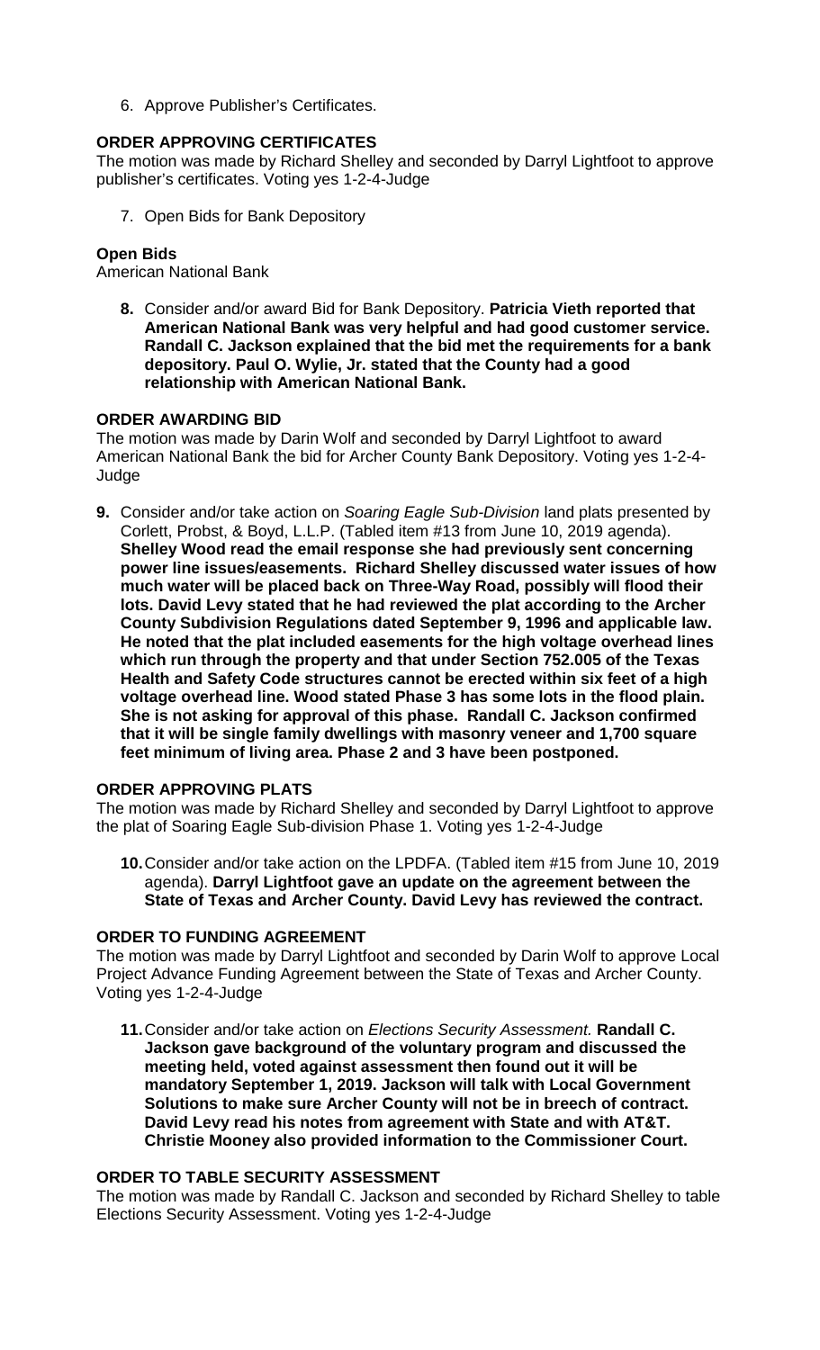6. Approve Publisher's Certificates.

**ORDER APPROVING CERTIFICATES**

The motion was made by Richard Shelley and seconded by Darryl Lightfoot to approve publisher's certificates. Voting yes 1-2-4-Judge

7. Open Bids for Bank Depository

**Open Bids**

American National Bank

8. Consider and/or award Bid for Bank Depository. **Patricia Vieth reported that American National Bank was very helpful and had good customer service. Randall C. Jackson explained that the bid met the requirements for a bank depository. Paul O. Wylie, Jr. stated that the County had a good relationship with American National Bank.**

**ORDER AWARDING BID**

The motion was made by Darin Wolf and seconded by Darryl Lightfoot to award American National Bank the bid for Archer County Bank Depository. Voting yes 1-2-4-Judge

9. Consider and/or take action on *Soaring Eagle Sub-Division* land plats presented by Corlett, Probst, & Boyd, L.L.P. (Tabled item #13 from June 10, 2019 agenda). **Shelley Wood read the email response she had previously sent concerning power line issues/easements. Richard Shelley discussed water issues of how much water will be placed back on Three-Way Road, possibly will flood their lots. David Levy stated that he had reviewed the plat according to the Archer County Subdivision Regulations dated September 9, 1996 and applicable law. He noted that the plat included easements for the high voltage overhead lines which run through the property and that under Section 752.005 of the Texas Health and Safety Code structures cannot be erected within six feet of a high voltage overhead line. Wood stated Phase 3 has some lots in the flood plain. She is not asking for approval of this phase. Randall C. Jackson confirmed that it will be single family dwellings with masonry veneer and 1,700 square feet minimum of living area. Phase 2 and 3 have been postponed.**

**ORDER APPROVING PLATS**

The motion was made by Richard Shelley and seconded by Darryl Lightfoot to approve the plat of Soaring Eagle Sub-division Phase 1. Voting yes 1-2-4-Judge

10. Consider and/or take action on the LPDFA. (Tabled item #15 from June 10, 2019 agenda). **Darryl Lightfoot gave an update on the agreement between the State of Texas and Archer County. David Levy has reviewed the contract.**

**ORDER TO FUNDING AGREEMENT**

The motion was made by Darryl Lightfoot and seconded by Darin Wolf to approve Local Project Advance Funding Agreement between the State of Texas and Archer County. Voting yes 1-2-4-Judge

11. Consider and/or take action on *Elections Security Assessment.* **Randall C. Jackson gave background of the voluntary program and discussed the meeting held, voted against assessment then found out it will be mandatory September 1, 2019. Jackson will talk with Local Government Solutions to make sure Archer County will not be in breech of contract. David Levy read his notes from agreement with State and with AT&T. Christie Mooney also provided information to the Commissioner Court.**

**ORDER TO TABLE SECURITY ASSESSMENT**

The motion was made by Randall C. Jackson and seconded by Richard Shelley to table Elections Security Assessment. Voting yes 1-2-4-Judge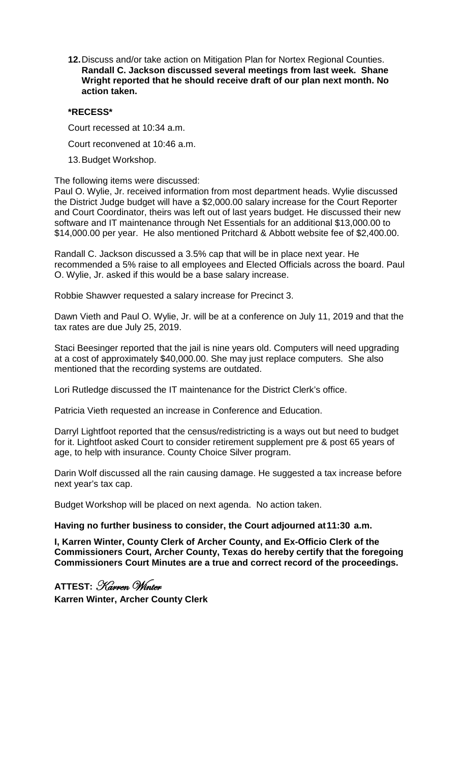**12.** Discuss and/or take action on Mitigation Plan for Nortex Regional Counties. **Randall C. Jackson discussed several meetings from last week. Shane Wright reported that he should receive draft of our plan next month. No action taken.**

**\*RECESS\***

Court recessed at 10:34 a.m.

Court reconvened at 10:46 a.m.

13. Budget Workshop.

The following items were discussed:
Paul O. Wylie, Jr. received information from most department heads. Wylie discussed the District Judge budget will have a $2,000.00 salary increase for the Court Reporter and Court Coordinator, theirs was left out of last years budget. He discussed their new software and IT maintenance through Net Essentials for an additional $13,000.00 to $14,000.00 per year. He also mentioned Pritchard & Abbott website fee of $2,400.00.

Randall C. Jackson discussed a 3.5% cap that will be in place next year. He recommended a 5% raise to all employees and Elected Officials across the board. Paul O. Wylie, Jr. asked if this would be a base salary increase.

Robbie Shawver requested a salary increase for Precinct 3.

Dawn Vieth and Paul O. Wylie, Jr. will be at a conference on July 11, 2019 and that the tax rates are due July 25, 2019.

Staci Beesinger reported that the jail is nine years old. Computers will need upgrading at a cost of approximately $40,000.00. She may just replace computers. She also mentioned that the recording systems are outdated.

Lori Rutledge discussed the IT maintenance for the District Clerk's office.

Patricia Vieth requested an increase in Conference and Education.

Darryl Lightfoot reported that the census/redistricting is a ways out but need to budget for it. Lightfoot asked Court to consider retirement supplement pre & post 65 years of age, to help with insurance. County Choice Silver program.

Darin Wolf discussed all the rain causing damage. He suggested a tax increase before next year's tax cap.

Budget Workshop will be placed on next agenda. No action taken.

**Having no further business to consider, the Court adjourned at 11:30 a.m.**

**I, Karren Winter, County Clerk of Archer County, and Ex-Officio Clerk of the Commissioners Court, Archer County, Texas do hereby certify that the foregoing Commissioners Court Minutes are a true and correct record of the proceedings.**

**ATTEST:** *Karren Winter*
**Karren Winter, Archer County Clerk**